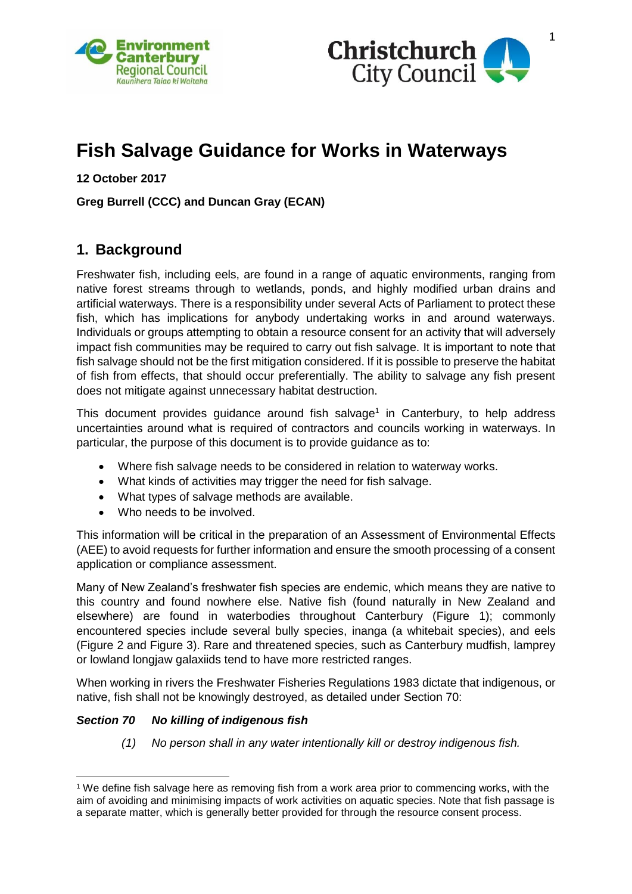# Fish Salvage Guidance for Works in Waterways

**12 October 2017**

**Greg Burrell (CCC) and Duncan Gray (ECAN)**

## 1. Background

Freshwater fish, including eels, are found in a range of aquatic environments, ranging from native forest streams through to wetlands, ponds, and highly modified urban drains and artificial waterways. There is a responsibility under several Acts of Parliament to protect these fish, which has implications for anybody undertaking works in and around waterways. Individuals or groups attempting to obtain a resource consent for an activity that will adversely impact fish communities may be required to carry out fish salvage. It is important to note that fish salvage should not be the first mitigation considered. If it is possible to preserve the habitat of fish from effects, that should occur preferentially. The ability to salvage any fish present does not mitigate against unnecessary habitat destruction.

This document provides guidance around fish salvage[1] in Canterbury, to help address uncertainties around what is required of contractors and councils working in waterways. In particular, the purpose of this document is to provide guidance as to:

- Where fish salvage needs to be considered in relation to waterway works.
- What kinds of activities may trigger the need for fish salvage.
- What types of salvage methods are available.
- Who needs to be involved.

This information will be critical in the preparation of an Assessment of Environmental Effects (AEE) to avoid requests for further information and ensure the smooth processing of a consent application or compliance assessment.

Many of New Zealand's freshwater fish species are endemic, which means they are native to this country and found nowhere else. Native fish (found naturally in New Zealand and elsewhere) are found in waterbodies throughout Canterbury (Figure 1); commonly encountered species include several bully species, inanga (a whitebait species), and eels (Figure 2 and Figure 3). Rare and threatened species, such as Canterbury mudfish, lamprey or lowland longjaw galaxiids tend to have more restricted ranges.

When working in rivers the Freshwater Fisheries Regulations 1983 dictate that indigenous, or native, fish shall not be knowingly destroyed, as detailed under Section 70:

***Section 70 No killing of indigenous fish***

*(1) No person shall in any water intentionally kill or destroy indigenous fish.*

---

[1] We define fish salvage here as removing fish from a work area prior to commencing works, with the aim of avoiding and minimising impacts of work activities on aquatic species. Note that fish passage is a separate matter, which is generally better provided for through the resource consent process.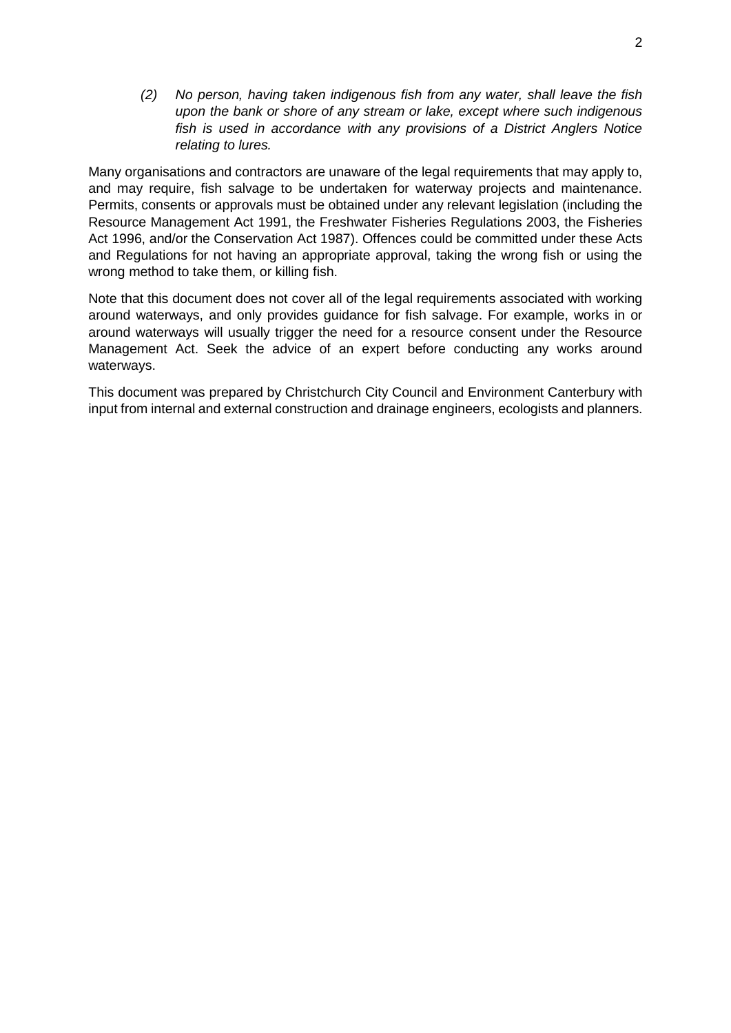*(2) No person, having taken indigenous fish from any water, shall leave the fish upon the bank or shore of any stream or lake, except where such indigenous fish is used in accordance with any provisions of a District Anglers Notice relating to lures.*

Many organisations and contractors are unaware of the legal requirements that may apply to, and may require, fish salvage to be undertaken for waterway projects and maintenance. Permits, consents or approvals must be obtained under any relevant legislation (including the Resource Management Act 1991, the Freshwater Fisheries Regulations 2003, the Fisheries Act 1996, and/or the Conservation Act 1987). Offences could be committed under these Acts and Regulations for not having an appropriate approval, taking the wrong fish or using the wrong method to take them, or killing fish.

Note that this document does not cover all of the legal requirements associated with working around waterways, and only provides guidance for fish salvage. For example, works in or around waterways will usually trigger the need for a resource consent under the Resource Management Act. Seek the advice of an expert before conducting any works around waterways.

This document was prepared by Christchurch City Council and Environment Canterbury with input from internal and external construction and drainage engineers, ecologists and planners.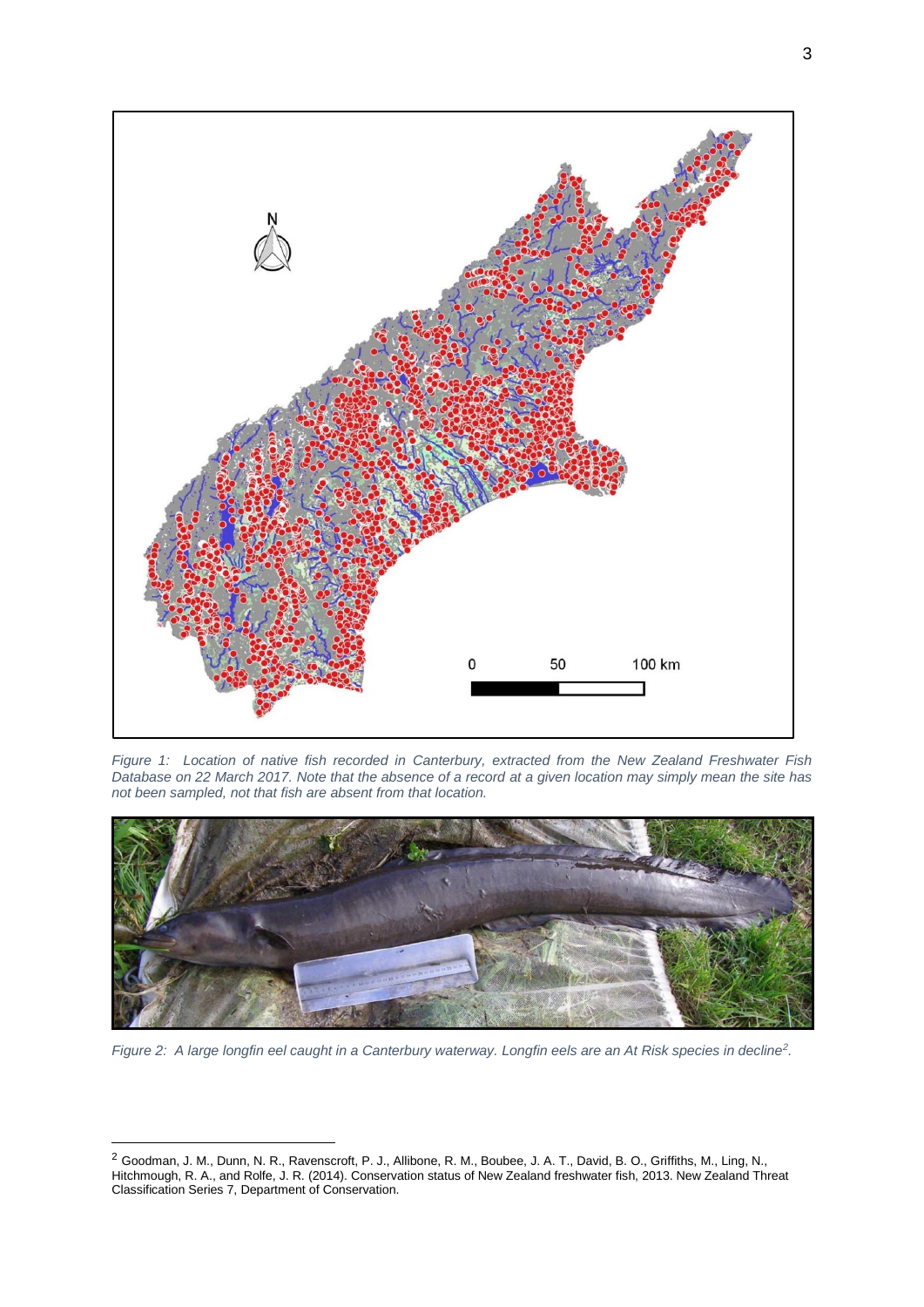*Figure 1: Location of native fish recorded in Canterbury, extracted from the New Zealand Freshwater Fish Database on 22 March 2017. Note that the absence of a record at a given location may simply mean the site has not been sampled, not that fish are absent from that location.*

*Figure 2: A large longfin eel caught in a Canterbury waterway. Longfin eels are an At Risk species in decline[2].*

[2] Goodman, J. M., Dunn, N. R., Ravenscroft, P. J., Allibone, R. M., Boubee, J. A. T., David, B. O., Griffiths, M., Ling, N., Hitchmough, R. A., and Rolfe, J. R. (2014). Conservation status of New Zealand freshwater fish, 2013. New Zealand Threat Classification Series 7, Department of Conservation.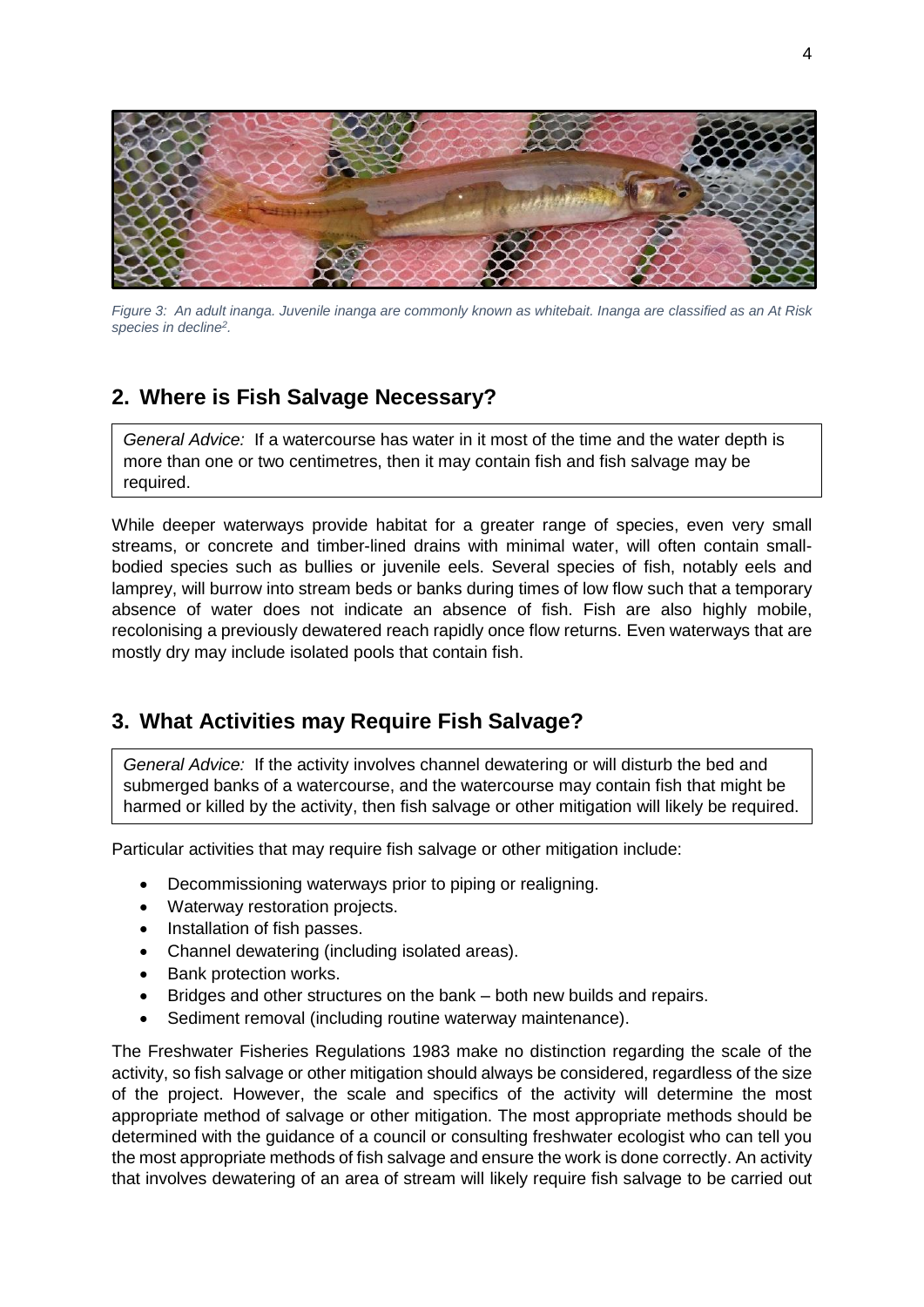*Figure 3: An adult inanga. Juvenile inanga are commonly known as whitebait. Inanga are classified as an At Risk species in decline[2].*

## 2. Where is Fish Salvage Necessary?

*General Advice:* If a watercourse has water in it most of the time and the water depth is more than one or two centimetres, then it may contain fish and fish salvage may be required.

While deeper waterways provide habitat for a greater range of species, even very small streams, or concrete and timber-lined drains with minimal water, will often contain small-bodied species such as bullies or juvenile eels. Several species of fish, notably eels and lamprey, will burrow into stream beds or banks during times of low flow such that a temporary absence of water does not indicate an absence of fish. Fish are also highly mobile, recolonising a previously dewatered reach rapidly once flow returns. Even waterways that are mostly dry may include isolated pools that contain fish.

## 3. What Activities may Require Fish Salvage?

*General Advice:* If the activity involves channel dewatering or will disturb the bed and submerged banks of a watercourse, and the watercourse may contain fish that might be harmed or killed by the activity, then fish salvage or other mitigation will likely be required.

Particular activities that may require fish salvage or other mitigation include:

- Decommissioning waterways prior to piping or realigning.
- Waterway restoration projects.
- Installation of fish passes.
- Channel dewatering (including isolated areas).
- Bank protection works.
- Bridges and other structures on the bank – both new builds and repairs.
- Sediment removal (including routine waterway maintenance).

The Freshwater Fisheries Regulations 1983 make no distinction regarding the scale of the activity, so fish salvage or other mitigation should always be considered, regardless of the size of the project. However, the scale and specifics of the activity will determine the most appropriate method of salvage or other mitigation. The most appropriate methods should be determined with the guidance of a council or consulting freshwater ecologist who can tell you the most appropriate methods of fish salvage and ensure the work is done correctly. An activity that involves dewatering of an area of stream will likely require fish salvage to be carried out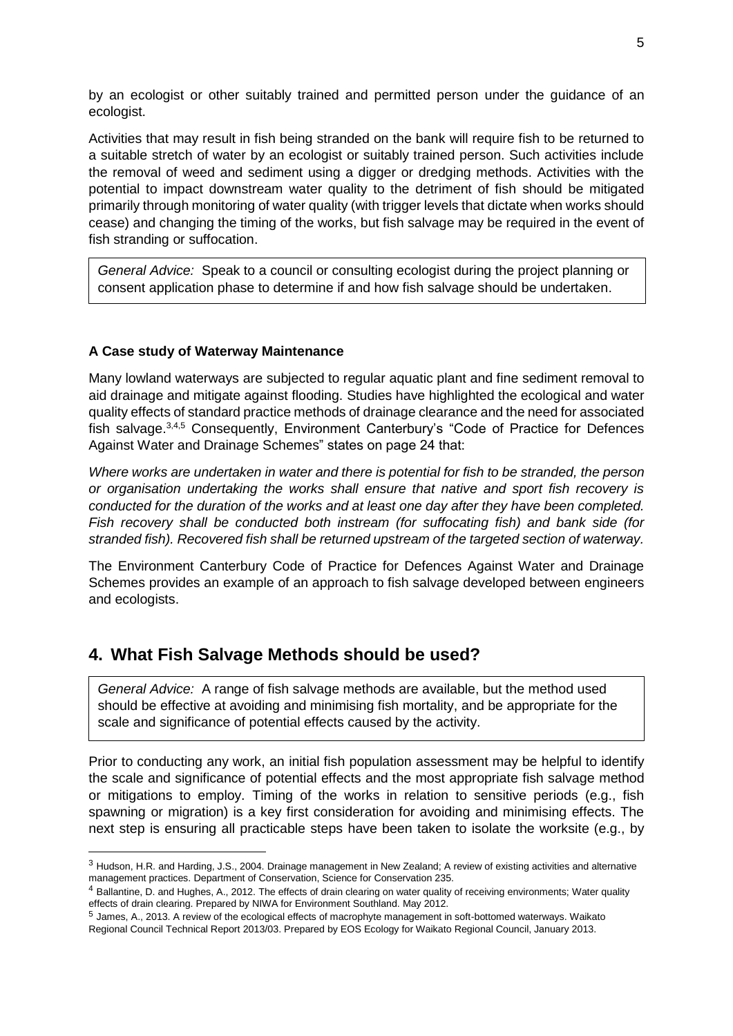by an ecologist or other suitably trained and permitted person under the guidance of an ecologist.

Activities that may result in fish being stranded on the bank will require fish to be returned to a suitable stretch of water by an ecologist or suitably trained person. Such activities include the removal of weed and sediment using a digger or dredging methods. Activities with the potential to impact downstream water quality to the detriment of fish should be mitigated primarily through monitoring of water quality (with trigger levels that dictate when works should cease) and changing the timing of the works, but fish salvage may be required in the event of fish stranding or suffocation.

> *General Advice:* Speak to a council or consulting ecologist during the project planning or consent application phase to determine if and how fish salvage should be undertaken.

**A Case study of Waterway Maintenance**

Many lowland waterways are subjected to regular aquatic plant and fine sediment removal to aid drainage and mitigate against flooding. Studies have highlighted the ecological and water quality effects of standard practice methods of drainage clearance and the need for associated fish salvage.[3,4,5] Consequently, Environment Canterbury's "Code of Practice for Defences Against Water and Drainage Schemes" states on page 24 that:

*Where works are undertaken in water and there is potential for fish to be stranded, the person or organisation undertaking the works shall ensure that native and sport fish recovery is conducted for the duration of the works and at least one day after they have been completed. Fish recovery shall be conducted both instream (for suffocating fish) and bank side (for stranded fish). Recovered fish shall be returned upstream of the targeted section of waterway.*

The Environment Canterbury Code of Practice for Defences Against Water and Drainage Schemes provides an example of an approach to fish salvage developed between engineers and ecologists.

## 4. What Fish Salvage Methods should be used?

> *General Advice:* A range of fish salvage methods are available, but the method used should be effective at avoiding and minimising fish mortality, and be appropriate for the scale and significance of potential effects caused by the activity.

Prior to conducting any work, an initial fish population assessment may be helpful to identify the scale and significance of potential effects and the most appropriate fish salvage method or mitigations to employ. Timing of the works in relation to sensitive periods (e.g., fish spawning or migration) is a key first consideration for avoiding and minimising effects. The next step is ensuring all practicable steps have been taken to isolate the worksite (e.g., by

---

[3] Hudson, H.R. and Harding, J.S., 2004. Drainage management in New Zealand; A review of existing activities and alternative management practices. Department of Conservation, Science for Conservation 235.

[4] Ballantine, D. and Hughes, A., 2012. The effects of drain clearing on water quality of receiving environments; Water quality effects of drain clearing. Prepared by NIWA for Environment Southland. May 2012.

[5] James, A., 2013. A review of the ecological effects of macrophyte management in soft-bottomed waterways. Waikato Regional Council Technical Report 2013/03. Prepared by EOS Ecology for Waikato Regional Council, January 2013.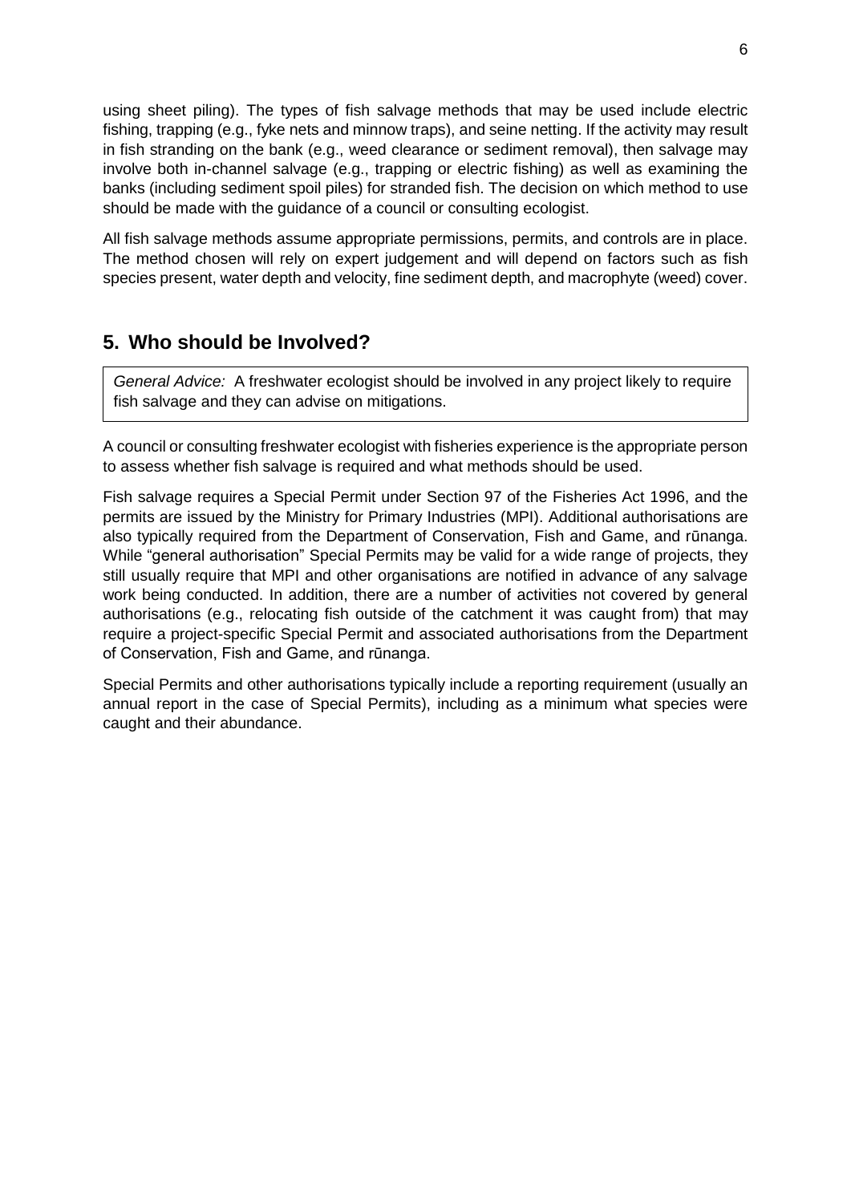using sheet piling). The types of fish salvage methods that may be used include electric fishing, trapping (e.g., fyke nets and minnow traps), and seine netting. If the activity may result in fish stranding on the bank (e.g., weed clearance or sediment removal), then salvage may involve both in-channel salvage (e.g., trapping or electric fishing) as well as examining the banks (including sediment spoil piles) for stranded fish. The decision on which method to use should be made with the guidance of a council or consulting ecologist.

All fish salvage methods assume appropriate permissions, permits, and controls are in place. The method chosen will rely on expert judgement and will depend on factors such as fish species present, water depth and velocity, fine sediment depth, and macrophyte (weed) cover.

## 5. Who should be Involved?

> *General Advice:* A freshwater ecologist should be involved in any project likely to require fish salvage and they can advise on mitigations.

A council or consulting freshwater ecologist with fisheries experience is the appropriate person to assess whether fish salvage is required and what methods should be used.

Fish salvage requires a Special Permit under Section 97 of the Fisheries Act 1996, and the permits are issued by the Ministry for Primary Industries (MPI). Additional authorisations are also typically required from the Department of Conservation, Fish and Game, and rūnanga. While "general authorisation" Special Permits may be valid for a wide range of projects, they still usually require that MPI and other organisations are notified in advance of any salvage work being conducted. In addition, there are a number of activities not covered by general authorisations (e.g., relocating fish outside of the catchment it was caught from) that may require a project-specific Special Permit and associated authorisations from the Department of Conservation, Fish and Game, and rūnanga.

Special Permits and other authorisations typically include a reporting requirement (usually an annual report in the case of Special Permits), including as a minimum what species were caught and their abundance.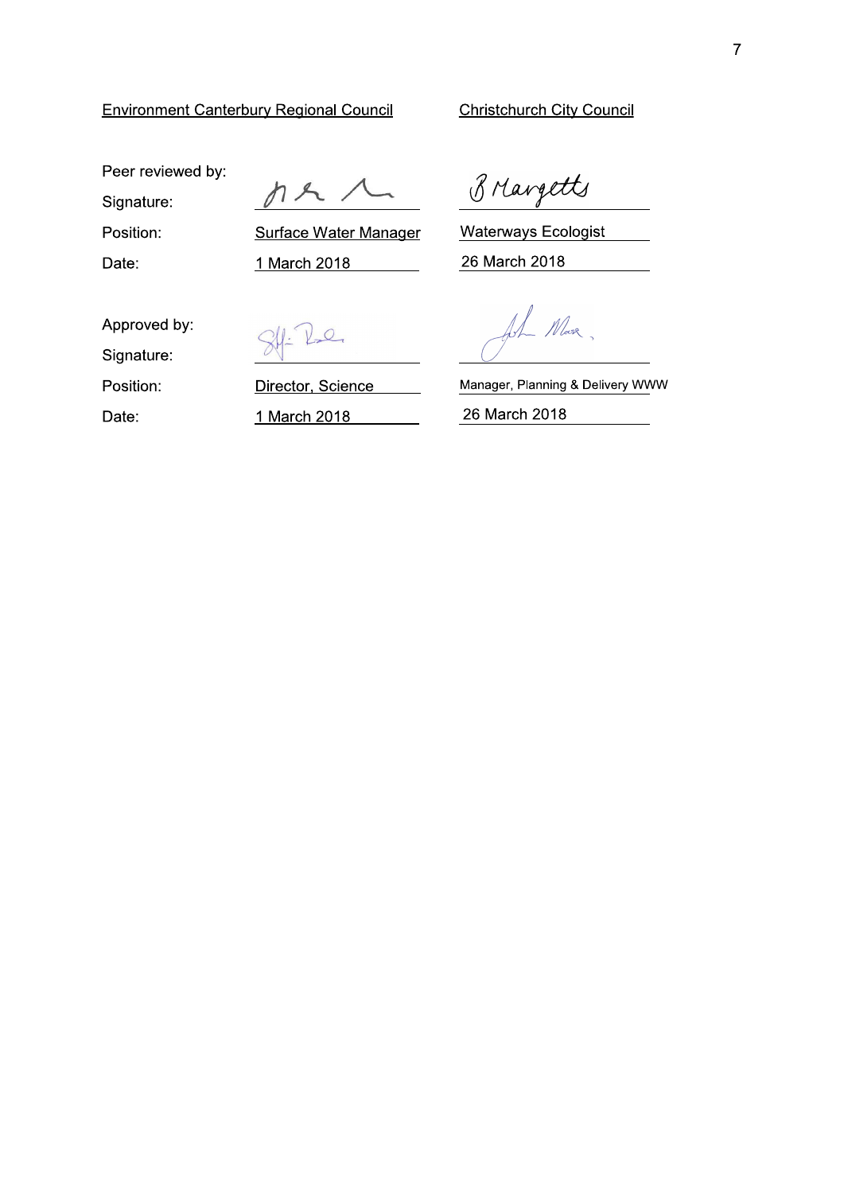| | Environment Canterbury Regional Council | Christchurch City Council |
| --- | --- | --- |
| Peer reviewed by: | | |
| Signature: | | B Margetts |
| Position: | Surface Water Manager | Waterways Ecologist |
| Date: | 1 March 2018 | 26 March 2018 |
| Approved by: | | |
| Signature: | | |
| Position: | Director, Science | Manager, Planning & Delivery WWW |
| Date: | 1 March 2018 | 26 March 2018 |